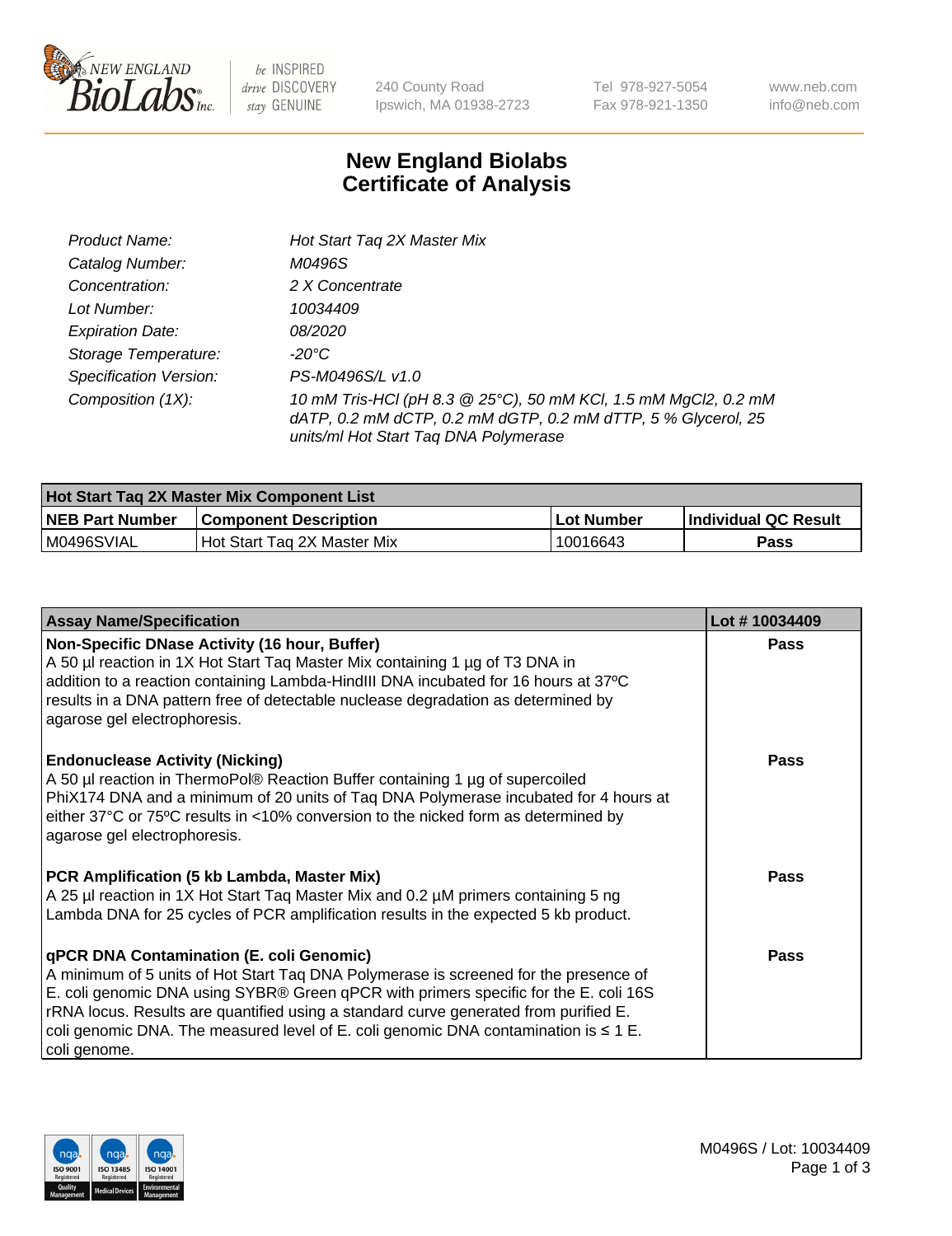# New England Biolabs Certificate of Analysis

| | |
|---|---|
| *Product Name:* | *Hot Start Taq 2X Master Mix* |
| *Catalog Number:* | *M0496S* |
| *Concentration:* | *2 X Concentrate* |
| *Lot Number:* | *10034409* |
| *Expiration Date:* | *08/2020* |
| *Storage Temperature:* | *-20°C* |
| *Specification Version:* | *PS-M0496S/L v1.0* |
| *Composition (1X):* | *10 mM Tris-HCl (pH 8.3 @ 25°C), 50 mM KCl, 1.5 mM MgCl2, 0.2 mM dATP, 0.2 mM dCTP, 0.2 mM dGTP, 0.2 mM dTTP, 5 % Glycerol, 25 units/ml Hot Start Taq DNA Polymerase* |

| Hot Start Taq 2X Master Mix Component List | | | |
|---|---|---|---|
| **NEB Part Number** | **Component Description** | **Lot Number** | **Individual QC Result** |
| M0496SVIAL | Hot Start Taq 2X Master Mix | 10016643 | **Pass** |

| Assay Name/Specification | Lot # 10034409 |
|---|---|
| **Non-Specific DNase Activity (16 hour, Buffer)**<br>A 50 µl reaction in 1X Hot Start Taq Master Mix containing 1 µg of T3 DNA in addition to a reaction containing Lambda-HindIII DNA incubated for 16 hours at 37ºC results in a DNA pattern free of detectable nuclease degradation as determined by agarose gel electrophoresis. | **Pass** |
| **Endonuclease Activity (Nicking)**<br>A 50 µl reaction in ThermoPol® Reaction Buffer containing 1 µg of supercoiled PhiX174 DNA and a minimum of 20 units of Taq DNA Polymerase incubated for 4 hours at either 37°C or 75ºC results in <10% conversion to the nicked form as determined by agarose gel electrophoresis. | **Pass** |
| **PCR Amplification (5 kb Lambda, Master Mix)**<br>A 25 µl reaction in 1X Hot Start Taq Master Mix and 0.2 µM primers containing 5 ng Lambda DNA for 25 cycles of PCR amplification results in the expected 5 kb product. | **Pass** |
| **qPCR DNA Contamination (E. coli Genomic)**<br>A minimum of 5 units of Hot Start Taq DNA Polymerase is screened for the presence of E. coli genomic DNA using SYBR® Green qPCR with primers specific for the E. coli 16S rRNA locus. Results are quantified using a standard curve generated from purified E. coli genomic DNA. The measured level of E. coli genomic DNA contamination is ≤ 1 E. coli genome. | **Pass** |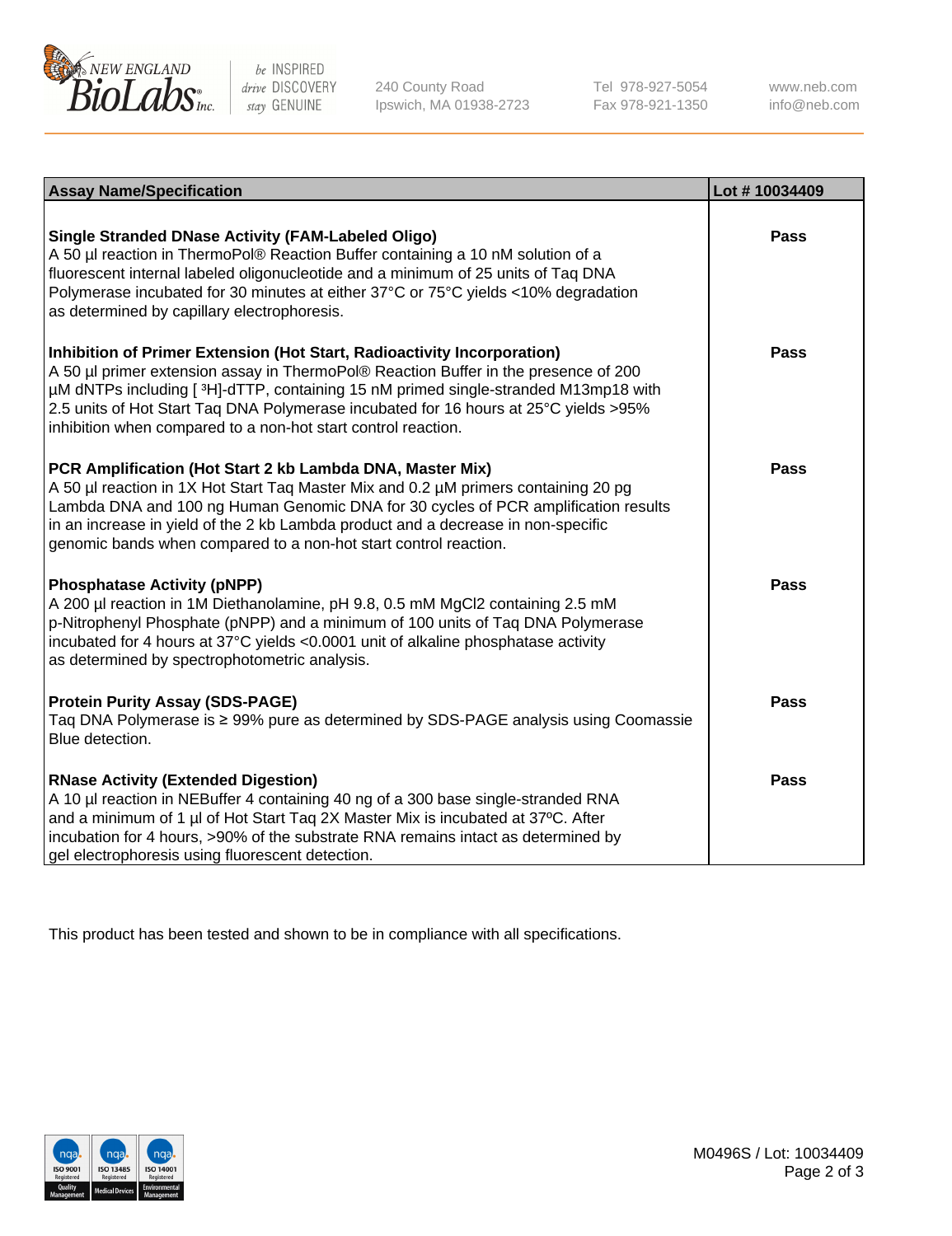| Assay Name/Specification | Lot # 10034409 |
| --- | --- |
| **Single Stranded DNase Activity (FAM-Labeled Oligo)**<br>A 50 µl reaction in ThermoPol® Reaction Buffer containing a 10 nM solution of a fluorescent internal labeled oligonucleotide and a minimum of 25 units of Taq DNA Polymerase incubated for 30 minutes at either 37°C or 75°C yields <10% degradation as determined by capillary electrophoresis. | Pass |
| **Inhibition of Primer Extension (Hot Start, Radioactivity Incorporation)**<br>A 50 µl primer extension assay in ThermoPol® Reaction Buffer in the presence of 200 µM dNTPs including [ $^3$H]-dTTP, containing 15 nM primed single-stranded M13mp18 with 2.5 units of Hot Start Taq DNA Polymerase incubated for 16 hours at 25°C yields >95% inhibition when compared to a non-hot start control reaction. | Pass |
| **PCR Amplification (Hot Start 2 kb Lambda DNA, Master Mix)**<br>A 50 µl reaction in 1X Hot Start Taq Master Mix and 0.2 µM primers containing 20 pg Lambda DNA and 100 ng Human Genomic DNA for 30 cycles of PCR amplification results in an increase in yield of the 2 kb Lambda product and a decrease in non-specific genomic bands when compared to a non-hot start control reaction. | Pass |
| **Phosphatase Activity (pNPP)**<br>A 200 µl reaction in 1M Diethanolamine, pH 9.8, 0.5 mM $MgCl_2$ containing 2.5 mM p-Nitrophenyl Phosphate (pNPP) and a minimum of 100 units of Taq DNA Polymerase incubated for 4 hours at 37°C yields <0.0001 unit of alkaline phosphatase activity as determined by spectrophotometric analysis. | Pass |
| **Protein Purity Assay (SDS-PAGE)**<br>Taq DNA Polymerase is ≥ 99% pure as determined by SDS-PAGE analysis using Coomassie Blue detection. | Pass |
| **RNase Activity (Extended Digestion)**<br>A 10 µl reaction in NEBuffer 4 containing 40 ng of a 300 base single-stranded RNA and a minimum of 1 µl of Hot Start Taq 2X Master Mix is incubated at 37ºC. After incubation for 4 hours, >90% of the substrate RNA remains intact as determined by gel electrophoresis using fluorescent detection. | Pass |

This product has been tested and shown to be in compliance with all specifications.

M0496S / Lot: 10034409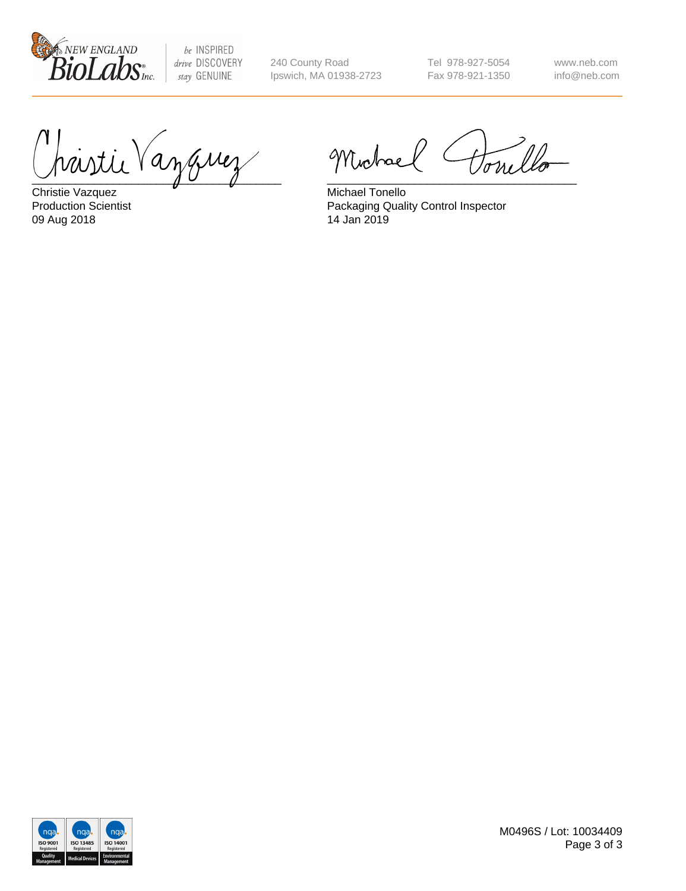Christie Vazquez
Production Scientist
09 Aug 2018

Michael Tonello
Packaging Quality Control Inspector
14 Jan 2019

M0496S / Lot: 10034409